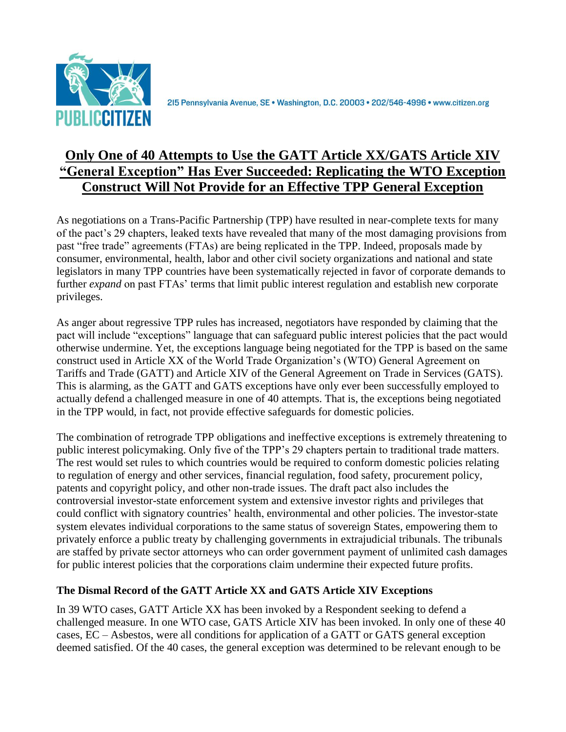PUBLIC CITIZEN

215 Pennsylvania Avenue, SE • Washington, D.C. 20003 • 202/546-4996 • www.citizen.org

# Only One of 40 Attempts to Use the GATT Article XX/GATS Article XIV "General Exception" Has Ever Succeeded: Replicating the WTO Exception Construct Will Not Provide for an Effective TPP General Exception

As negotiations on a Trans-Pacific Partnership (TPP) have resulted in near-complete texts for many of the pact's 29 chapters, leaked texts have revealed that many of the most damaging provisions from past "free trade" agreements (FTAs) are being replicated in the TPP. Indeed, proposals made by consumer, environmental, health, labor and other civil society organizations and national and state legislators in many TPP countries have been systematically rejected in favor of corporate demands to further *expand* on past FTAs' terms that limit public interest regulation and establish new corporate privileges.

As anger about regressive TPP rules has increased, negotiators have responded by claiming that the pact will include "exceptions" language that can safeguard public interest policies that the pact would otherwise undermine. Yet, the exceptions language being negotiated for the TPP is based on the same construct used in Article XX of the World Trade Organization's (WTO) General Agreement on Tariffs and Trade (GATT) and Article XIV of the General Agreement on Trade in Services (GATS). This is alarming, as the GATT and GATS exceptions have only ever been successfully employed to actually defend a challenged measure in one of 40 attempts. That is, the exceptions being negotiated in the TPP would, in fact, not provide effective safeguards for domestic policies.

The combination of retrograde TPP obligations and ineffective exceptions is extremely threatening to public interest policymaking. Only five of the TPP's 29 chapters pertain to traditional trade matters. The rest would set rules to which countries would be required to conform domestic policies relating to regulation of energy and other services, financial regulation, food safety, procurement policy, patents and copyright policy, and other non-trade issues. The draft pact also includes the controversial investor-state enforcement system and extensive investor rights and privileges that could conflict with signatory countries' health, environmental and other policies. The investor-state system elevates individual corporations to the same status of sovereign States, empowering them to privately enforce a public treaty by challenging governments in extrajudicial tribunals. The tribunals are staffed by private sector attorneys who can order government payment of unlimited cash damages for public interest policies that the corporations claim undermine their expected future profits.

### The Dismal Record of the GATT Article XX and GATS Article XIV Exceptions

In 39 WTO cases, GATT Article XX has been invoked by a Respondent seeking to defend a challenged measure. In one WTO case, GATS Article XIV has been invoked. In only one of these 40 cases, EC – Asbestos, were all conditions for application of a GATT or GATS general exception deemed satisfied. Of the 40 cases, the general exception was determined to be relevant enough to be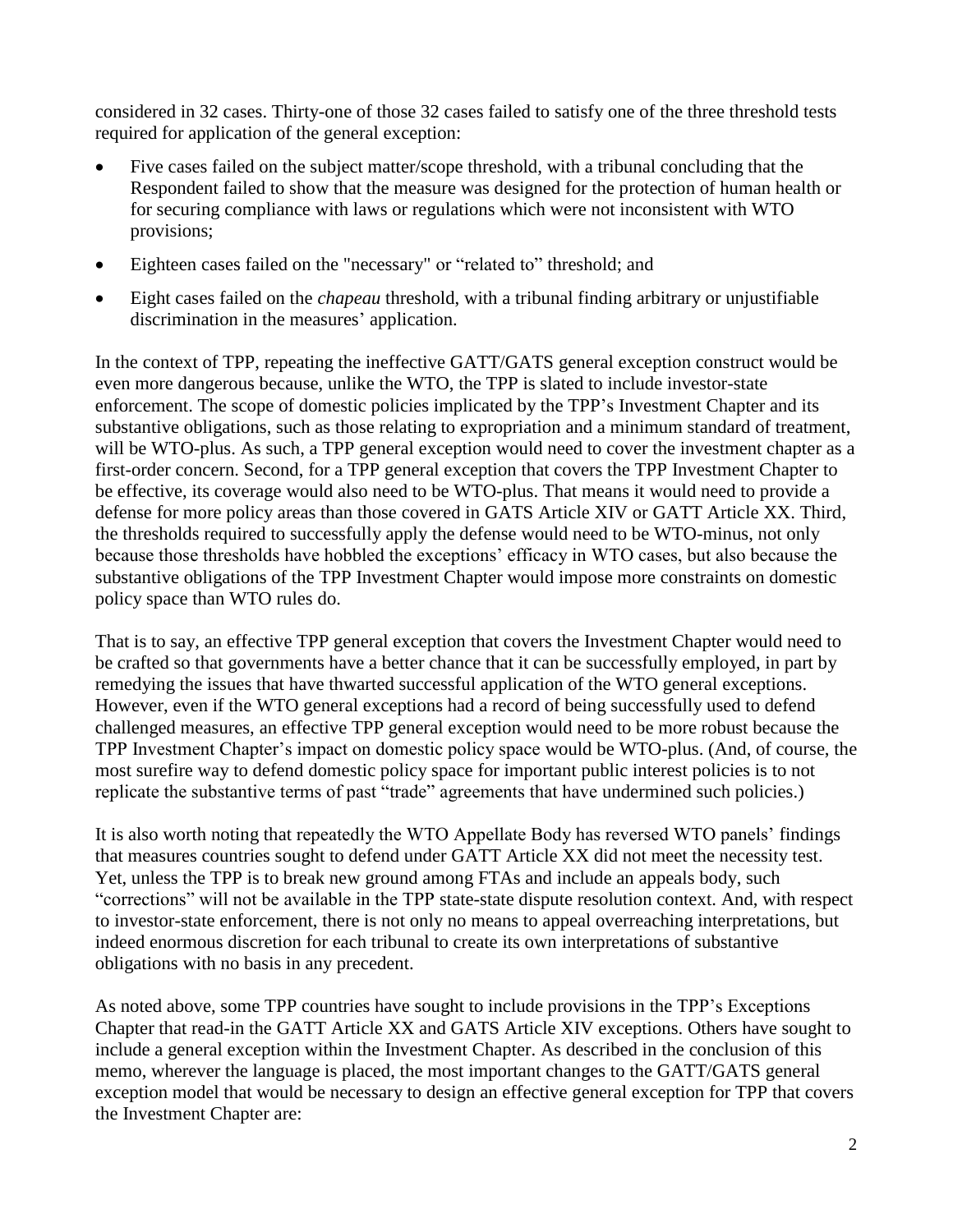considered in 32 cases. Thirty-one of those 32 cases failed to satisfy one of the three threshold tests required for application of the general exception:

- Five cases failed on the subject matter/scope threshold, with a tribunal concluding that the Respondent failed to show that the measure was designed for the protection of human health or for securing compliance with laws or regulations which were not inconsistent with WTO provisions;
- Eighteen cases failed on the "necessary" or "related to" threshold; and
- Eight cases failed on the *chapeau* threshold, with a tribunal finding arbitrary or unjustifiable discrimination in the measures' application.

In the context of TPP, repeating the ineffective GATT/GATS general exception construct would be even more dangerous because, unlike the WTO, the TPP is slated to include investor-state enforcement. The scope of domestic policies implicated by the TPP's Investment Chapter and its substantive obligations, such as those relating to expropriation and a minimum standard of treatment, will be WTO-plus. As such, a TPP general exception would need to cover the investment chapter as a first-order concern. Second, for a TPP general exception that covers the TPP Investment Chapter to be effective, its coverage would also need to be WTO-plus. That means it would need to provide a defense for more policy areas than those covered in GATS Article XIV or GATT Article XX. Third, the thresholds required to successfully apply the defense would need to be WTO-minus, not only because those thresholds have hobbled the exceptions' efficacy in WTO cases, but also because the substantive obligations of the TPP Investment Chapter would impose more constraints on domestic policy space than WTO rules do.

That is to say, an effective TPP general exception that covers the Investment Chapter would need to be crafted so that governments have a better chance that it can be successfully employed, in part by remedying the issues that have thwarted successful application of the WTO general exceptions. However, even if the WTO general exceptions had a record of being successfully used to defend challenged measures, an effective TPP general exception would need to be more robust because the TPP Investment Chapter's impact on domestic policy space would be WTO-plus. (And, of course, the most surefire way to defend domestic policy space for important public interest policies is to not replicate the substantive terms of past "trade" agreements that have undermined such policies.)

It is also worth noting that repeatedly the WTO Appellate Body has reversed WTO panels' findings that measures countries sought to defend under GATT Article XX did not meet the necessity test. Yet, unless the TPP is to break new ground among FTAs and include an appeals body, such "corrections" will not be available in the TPP state-state dispute resolution context. And, with respect to investor-state enforcement, there is not only no means to appeal overreaching interpretations, but indeed enormous discretion for each tribunal to create its own interpretations of substantive obligations with no basis in any precedent.

As noted above, some TPP countries have sought to include provisions in the TPP's Exceptions Chapter that read-in the GATT Article XX and GATS Article XIV exceptions. Others have sought to include a general exception within the Investment Chapter. As described in the conclusion of this memo, wherever the language is placed, the most important changes to the GATT/GATS general exception model that would be necessary to design an effective general exception for TPP that covers the Investment Chapter are: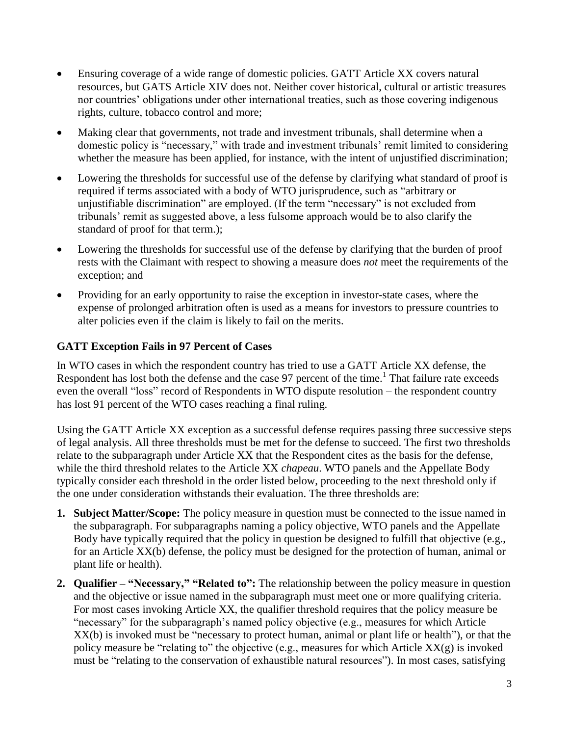- Ensuring coverage of a wide range of domestic policies. GATT Article XX covers natural resources, but GATS Article XIV does not. Neither cover historical, cultural or artistic treasures nor countries' obligations under other international treaties, such as those covering indigenous rights, culture, tobacco control and more;
- Making clear that governments, not trade and investment tribunals, shall determine when a domestic policy is "necessary," with trade and investment tribunals' remit limited to considering whether the measure has been applied, for instance, with the intent of unjustified discrimination;
- Lowering the thresholds for successful use of the defense by clarifying what standard of proof is required if terms associated with a body of WTO jurisprudence, such as "arbitrary or unjustifiable discrimination" are employed. (If the term "necessary" is not excluded from tribunals' remit as suggested above, a less fulsome approach would be to also clarify the standard of proof for that term.);
- Lowering the thresholds for successful use of the defense by clarifying that the burden of proof rests with the Claimant with respect to showing a measure does *not* meet the requirements of the exception; and
- Providing for an early opportunity to raise the exception in investor-state cases, where the expense of prolonged arbitration often is used as a means for investors to pressure countries to alter policies even if the claim is likely to fail on the merits.

## GATT Exception Fails in 97 Percent of Cases

In WTO cases in which the respondent country has tried to use a GATT Article XX defense, the Respondent has lost both the defense and the case 97 percent of the time.[1] That failure rate exceeds even the overall "loss" record of Respondents in WTO dispute resolution – the respondent country has lost 91 percent of the WTO cases reaching a final ruling.

Using the GATT Article XX exception as a successful defense requires passing three successive steps of legal analysis. All three thresholds must be met for the defense to succeed. The first two thresholds relate to the subparagraph under Article XX that the Respondent cites as the basis for the defense, while the third threshold relates to the Article XX *chapeau*. WTO panels and the Appellate Body typically consider each threshold in the order listed below, proceeding to the next threshold only if the one under consideration withstands their evaluation. The three thresholds are:

1. **Subject Matter/Scope:** The policy measure in question must be connected to the issue named in the subparagraph. For subparagraphs naming a policy objective, WTO panels and the Appellate Body have typically required that the policy in question be designed to fulfill that objective (e.g., for an Article XX(b) defense, the policy must be designed for the protection of human, animal or plant life or health).
2. **Qualifier – "Necessary," "Related to":** The relationship between the policy measure in question and the objective or issue named in the subparagraph must meet one or more qualifying criteria. For most cases invoking Article XX, the qualifier threshold requires that the policy measure be "necessary" for the subparagraph's named policy objective (e.g., measures for which Article XX(b) is invoked must be "necessary to protect human, animal or plant life or health"), or that the policy measure be "relating to" the objective (e.g., measures for which Article XX(g) is invoked must be "relating to the conservation of exhaustible natural resources"). In most cases, satisfying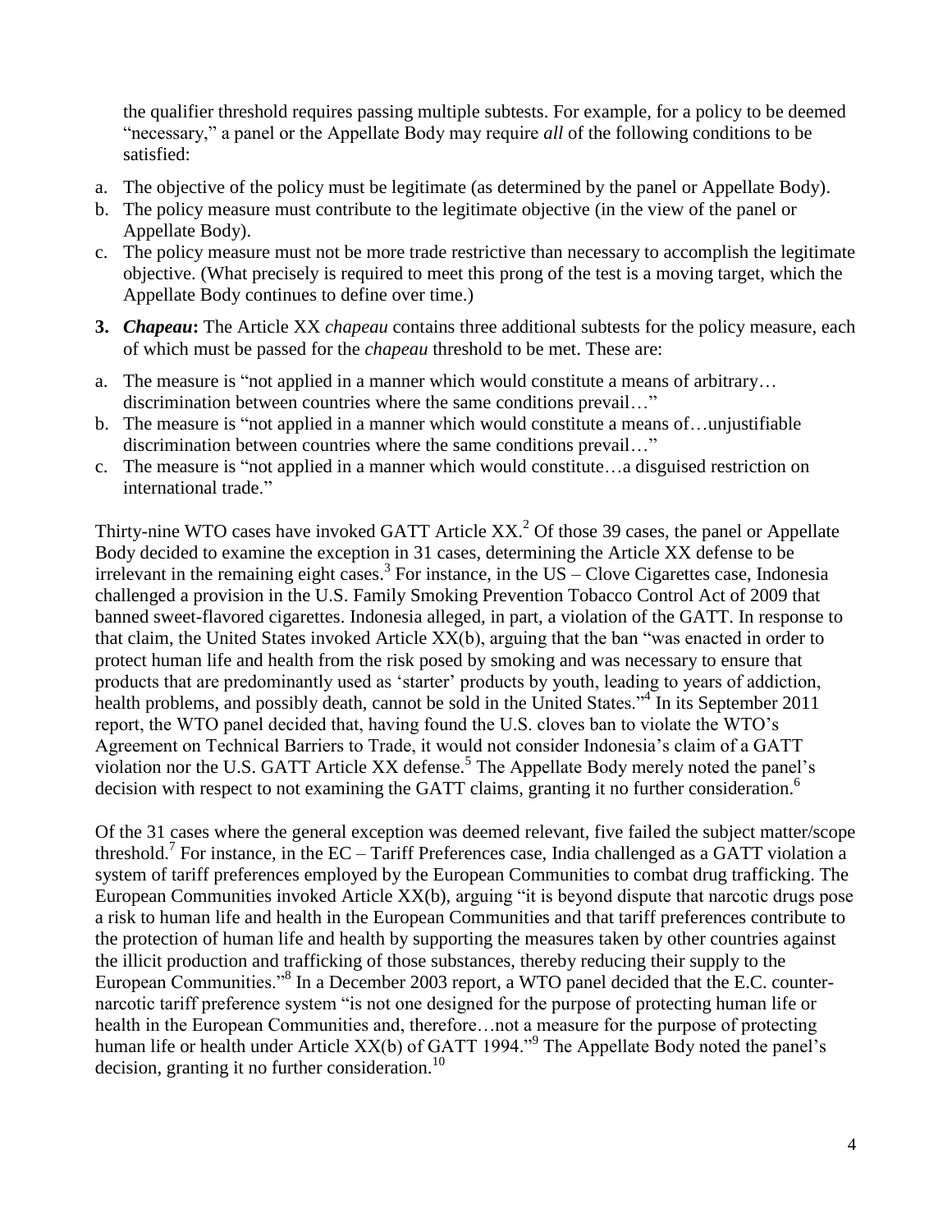the qualifier threshold requires passing multiple subtests. For example, for a policy to be deemed "necessary," a panel or the Appellate Body may require *all* of the following conditions to be satisfied:

a. The objective of the policy must be legitimate (as determined by the panel or Appellate Body).
b. The policy measure must contribute to the legitimate objective (in the view of the panel or Appellate Body).
c. The policy measure must not be more trade restrictive than necessary to accomplish the legitimate objective. (What precisely is required to meet this prong of the test is a moving target, which the Appellate Body continues to define over time.)

**3. *Chapeau*:** The Article XX *chapeau* contains three additional subtests for the policy measure, each of which must be passed for the *chapeau* threshold to be met. These are:

a. The measure is "not applied in a manner which would constitute a means of arbitrary… discrimination between countries where the same conditions prevail…"
b. The measure is "not applied in a manner which would constitute a means of…unjustifiable discrimination between countries where the same conditions prevail…"
c. The measure is "not applied in a manner which would constitute…a disguised restriction on international trade."

Thirty-nine WTO cases have invoked GATT Article XX.[2] Of those 39 cases, the panel or Appellate Body decided to examine the exception in 31 cases, determining the Article XX defense to be irrelevant in the remaining eight cases.[3] For instance, in the US – Clove Cigarettes case, Indonesia challenged a provision in the U.S. Family Smoking Prevention Tobacco Control Act of 2009 that banned sweet-flavored cigarettes. Indonesia alleged, in part, a violation of the GATT. In response to that claim, the United States invoked Article XX(b), arguing that the ban "was enacted in order to protect human life and health from the risk posed by smoking and was necessary to ensure that products that are predominantly used as 'starter' products by youth, leading to years of addiction, health problems, and possibly death, cannot be sold in the United States."[4] In its September 2011 report, the WTO panel decided that, having found the U.S. cloves ban to violate the WTO's Agreement on Technical Barriers to Trade, it would not consider Indonesia's claim of a GATT violation nor the U.S. GATT Article XX defense.[5] The Appellate Body merely noted the panel's decision with respect to not examining the GATT claims, granting it no further consideration.[6]

Of the 31 cases where the general exception was deemed relevant, five failed the subject matter/scope threshold.[7] For instance, in the EC – Tariff Preferences case, India challenged as a GATT violation a system of tariff preferences employed by the European Communities to combat drug trafficking. The European Communities invoked Article XX(b), arguing "it is beyond dispute that narcotic drugs pose a risk to human life and health in the European Communities and that tariff preferences contribute to the protection of human life and health by supporting the measures taken by other countries against the illicit production and trafficking of those substances, thereby reducing their supply to the European Communities."[8] In a December 2003 report, a WTO panel decided that the E.C. counter-narcotic tariff preference system "is not one designed for the purpose of protecting human life or health in the European Communities and, therefore…not a measure for the purpose of protecting human life or health under Article XX(b) of GATT 1994."[9] The Appellate Body noted the panel's decision, granting it no further consideration.[10]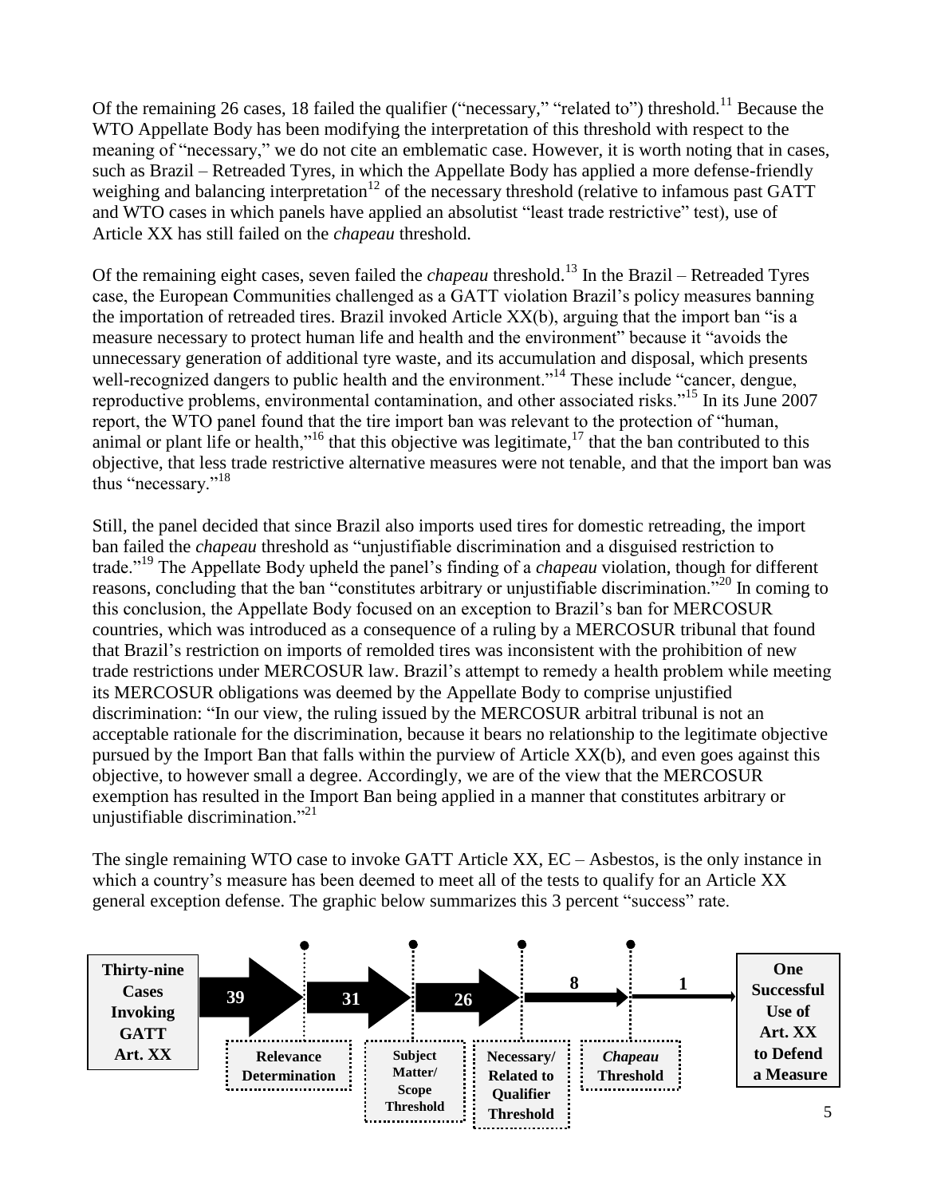Of the remaining 26 cases, 18 failed the qualifier ("necessary," "related to") threshold.[11] Because the WTO Appellate Body has been modifying the interpretation of this threshold with respect to the meaning of "necessary," we do not cite an emblematic case. However, it is worth noting that in cases, such as Brazil – Retreaded Tyres, in which the Appellate Body has applied a more defense-friendly weighing and balancing interpretation[12] of the necessary threshold (relative to infamous past GATT and WTO cases in which panels have applied an absolutist "least trade restrictive" test), use of Article XX has still failed on the *chapeau* threshold.

Of the remaining eight cases, seven failed the *chapeau* threshold.[13] In the Brazil – Retreaded Tyres case, the European Communities challenged as a GATT violation Brazil's policy measures banning the importation of retreaded tires. Brazil invoked Article XX(b), arguing that the import ban "is a measure necessary to protect human life and health and the environment" because it "avoids the unnecessary generation of additional tyre waste, and its accumulation and disposal, which presents well-recognized dangers to public health and the environment."[14] These include "cancer, dengue, reproductive problems, environmental contamination, and other associated risks."[15] In its June 2007 report, the WTO panel found that the tire import ban was relevant to the protection of "human, animal or plant life or health,"[16] that this objective was legitimate,[17] that the ban contributed to this objective, that less trade restrictive alternative measures were not tenable, and that the import ban was thus "necessary."[18]

Still, the panel decided that since Brazil also imports used tires for domestic retreading, the import ban failed the *chapeau* threshold as "unjustifiable discrimination and a disguised restriction to trade."[19] The Appellate Body upheld the panel's finding of a *chapeau* violation, though for different reasons, concluding that the ban "constitutes arbitrary or unjustifiable discrimination."[20] In coming to this conclusion, the Appellate Body focused on an exception to Brazil's ban for MERCOSUR countries, which was introduced as a consequence of a ruling by a MERCOSUR tribunal that found that Brazil's restriction on imports of remolded tires was inconsistent with the prohibition of new trade restrictions under MERCOSUR law. Brazil's attempt to remedy a health problem while meeting its MERCOSUR obligations was deemed by the Appellate Body to comprise unjustified discrimination: "In our view, the ruling issued by the MERCOSUR arbitral tribunal is not an acceptable rationale for the discrimination, because it bears no relationship to the legitimate objective pursued by the Import Ban that falls within the purview of Article XX(b), and even goes against this objective, to however small a degree. Accordingly, we are of the view that the MERCOSUR exemption has resulted in the Import Ban being applied in a manner that constitutes arbitrary or unjustifiable discrimination."[21]

The single remaining WTO case to invoke GATT Article XX, EC – Asbestos, is the only instance in which a country's measure has been deemed to meet all of the tests to qualify for an Article XX general exception defense. The graphic below summarizes this 3 percent "success" rate.

**Thirty-nine Cases Invoking GATT Art. XX** → 39 → *Relevance Determination* → 31 → *Subject Matter/ Scope Threshold* → 26 → *Necessary/ Related to Qualifier Threshold* → 8 → *Chapeau Threshold* → 1 → **One Successful Use of Art. XX to Defend a Measure**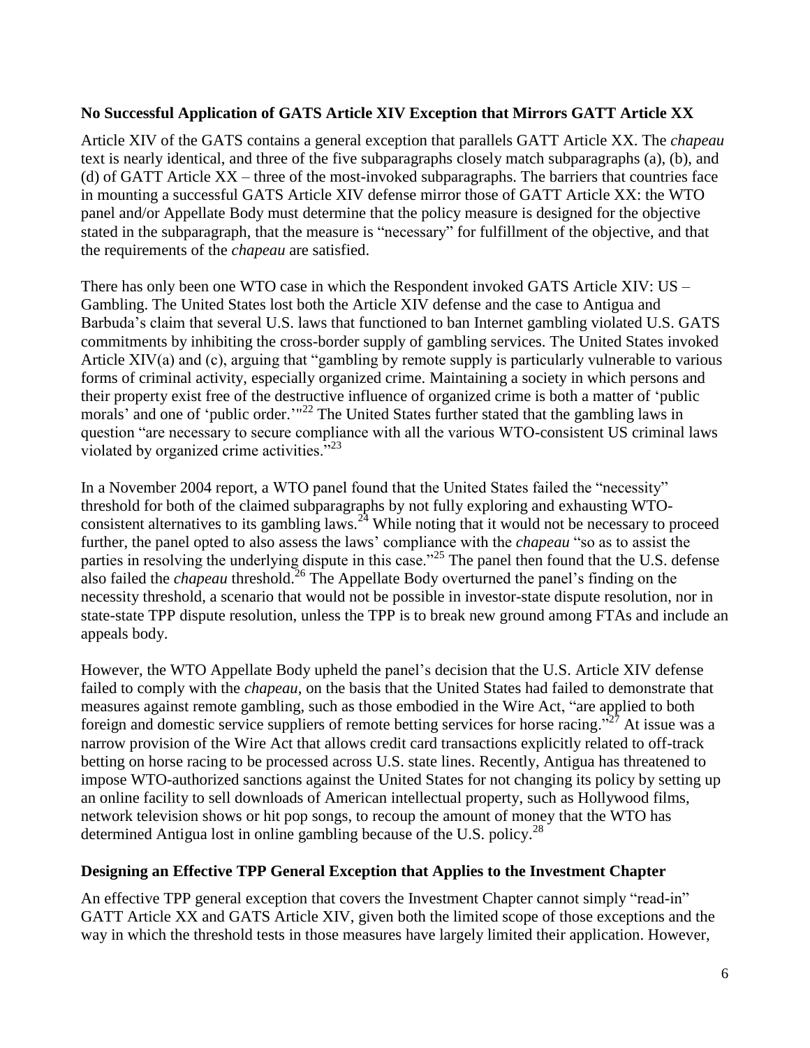### No Successful Application of GATS Article XIV Exception that Mirrors GATT Article XX

Article XIV of the GATS contains a general exception that parallels GATT Article XX. The *chapeau* text is nearly identical, and three of the five subparagraphs closely match subparagraphs (a), (b), and (d) of GATT Article XX – three of the most-invoked subparagraphs. The barriers that countries face in mounting a successful GATS Article XIV defense mirror those of GATT Article XX: the WTO panel and/or Appellate Body must determine that the policy measure is designed for the objective stated in the subparagraph, that the measure is "necessary" for fulfillment of the objective, and that the requirements of the *chapeau* are satisfied.

There has only been one WTO case in which the Respondent invoked GATS Article XIV: US – Gambling. The United States lost both the Article XIV defense and the case to Antigua and Barbuda's claim that several U.S. laws that functioned to ban Internet gambling violated U.S. GATS commitments by inhibiting the cross-border supply of gambling services. The United States invoked Article XIV(a) and (c), arguing that "gambling by remote supply is particularly vulnerable to various forms of criminal activity, especially organized crime. Maintaining a society in which persons and their property exist free of the destructive influence of organized crime is both a matter of 'public morals' and one of 'public order.'"[22] The United States further stated that the gambling laws in question "are necessary to secure compliance with all the various WTO-consistent US criminal laws violated by organized crime activities."[23]

In a November 2004 report, a WTO panel found that the United States failed the "necessity" threshold for both of the claimed subparagraphs by not fully exploring and exhausting WTO-consistent alternatives to its gambling laws.[24] While noting that it would not be necessary to proceed further, the panel opted to also assess the laws' compliance with the *chapeau* "so as to assist the parties in resolving the underlying dispute in this case."[25] The panel then found that the U.S. defense also failed the *chapeau* threshold.[26] The Appellate Body overturned the panel's finding on the necessity threshold, a scenario that would not be possible in investor-state dispute resolution, nor in state-state TPP dispute resolution, unless the TPP is to break new ground among FTAs and include an appeals body.

However, the WTO Appellate Body upheld the panel's decision that the U.S. Article XIV defense failed to comply with the *chapeau*, on the basis that the United States had failed to demonstrate that measures against remote gambling, such as those embodied in the Wire Act, "are applied to both foreign and domestic service suppliers of remote betting services for horse racing."[27] At issue was a narrow provision of the Wire Act that allows credit card transactions explicitly related to off-track betting on horse racing to be processed across U.S. state lines. Recently, Antigua has threatened to impose WTO-authorized sanctions against the United States for not changing its policy by setting up an online facility to sell downloads of American intellectual property, such as Hollywood films, network television shows or hit pop songs, to recoup the amount of money that the WTO has determined Antigua lost in online gambling because of the U.S. policy.[28]

### Designing an Effective TPP General Exception that Applies to the Investment Chapter

An effective TPP general exception that covers the Investment Chapter cannot simply "read-in" GATT Article XX and GATS Article XIV, given both the limited scope of those exceptions and the way in which the threshold tests in those measures have largely limited their application. However,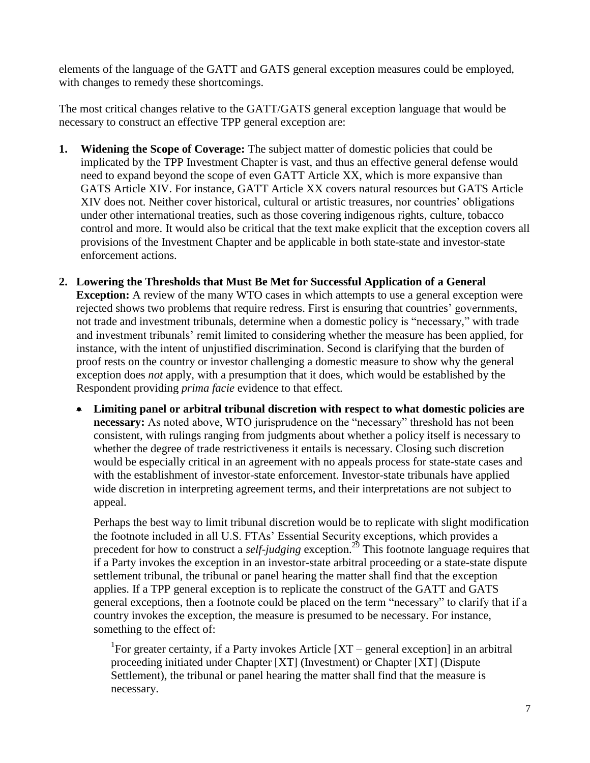elements of the language of the GATT and GATS general exception measures could be employed, with changes to remedy these shortcomings.

The most critical changes relative to the GATT/GATS general exception language that would be necessary to construct an effective TPP general exception are:

1. **Widening the Scope of Coverage:** The subject matter of domestic policies that could be implicated by the TPP Investment Chapter is vast, and thus an effective general defense would need to expand beyond the scope of even GATT Article XX, which is more expansive than GATS Article XIV. For instance, GATT Article XX covers natural resources but GATS Article XIV does not. Neither cover historical, cultural or artistic treasures, nor countries' obligations under other international treaties, such as those covering indigenous rights, culture, tobacco control and more. It would also be critical that the text make explicit that the exception covers all provisions of the Investment Chapter and be applicable in both state-state and investor-state enforcement actions.

2. **Lowering the Thresholds that Must Be Met for Successful Application of a General Exception:** A review of the many WTO cases in which attempts to use a general exception were rejected shows two problems that require redress. First is ensuring that countries' governments, not trade and investment tribunals, determine when a domestic policy is "necessary," with trade and investment tribunals' remit limited to considering whether the measure has been applied, for instance, with the intent of unjustified discrimination. Second is clarifying that the burden of proof rests on the country or investor challenging a domestic measure to show why the general exception does *not* apply, with a presumption that it does, which would be established by the Respondent providing *prima facie* evidence to that effect.

   - **Limiting panel or arbitral tribunal discretion with respect to what domestic policies are necessary:** As noted above, WTO jurisprudence on the "necessary" threshold has not been consistent, with rulings ranging from judgments about whether a policy itself is necessary to whether the degree of trade restrictiveness it entails is necessary. Closing such discretion would be especially critical in an agreement with no appeals process for state-state cases and with the establishment of investor-state enforcement. Investor-state tribunals have applied wide discretion in interpreting agreement terms, and their interpretations are not subject to appeal.

     Perhaps the best way to limit tribunal discretion would be to replicate with slight modification the footnote included in all U.S. FTAs' Essential Security exceptions, which provides a precedent for how to construct a *self-judging* exception.[29] This footnote language requires that if a Party invokes the exception in an investor-state arbitral proceeding or a state-state dispute settlement tribunal, the tribunal or panel hearing the matter shall find that the exception applies. If a TPP general exception is to replicate the construct of the GATT and GATS general exceptions, then a footnote could be placed on the term "necessary" to clarify that if a country invokes the exception, the measure is presumed to be necessary. For instance, something to the effect of:

     > [1]For greater certainty, if a Party invokes Article [XT – general exception] in an arbitral proceeding initiated under Chapter [XT] (Investment) or Chapter [XT] (Dispute Settlement), the tribunal or panel hearing the matter shall find that the measure is necessary.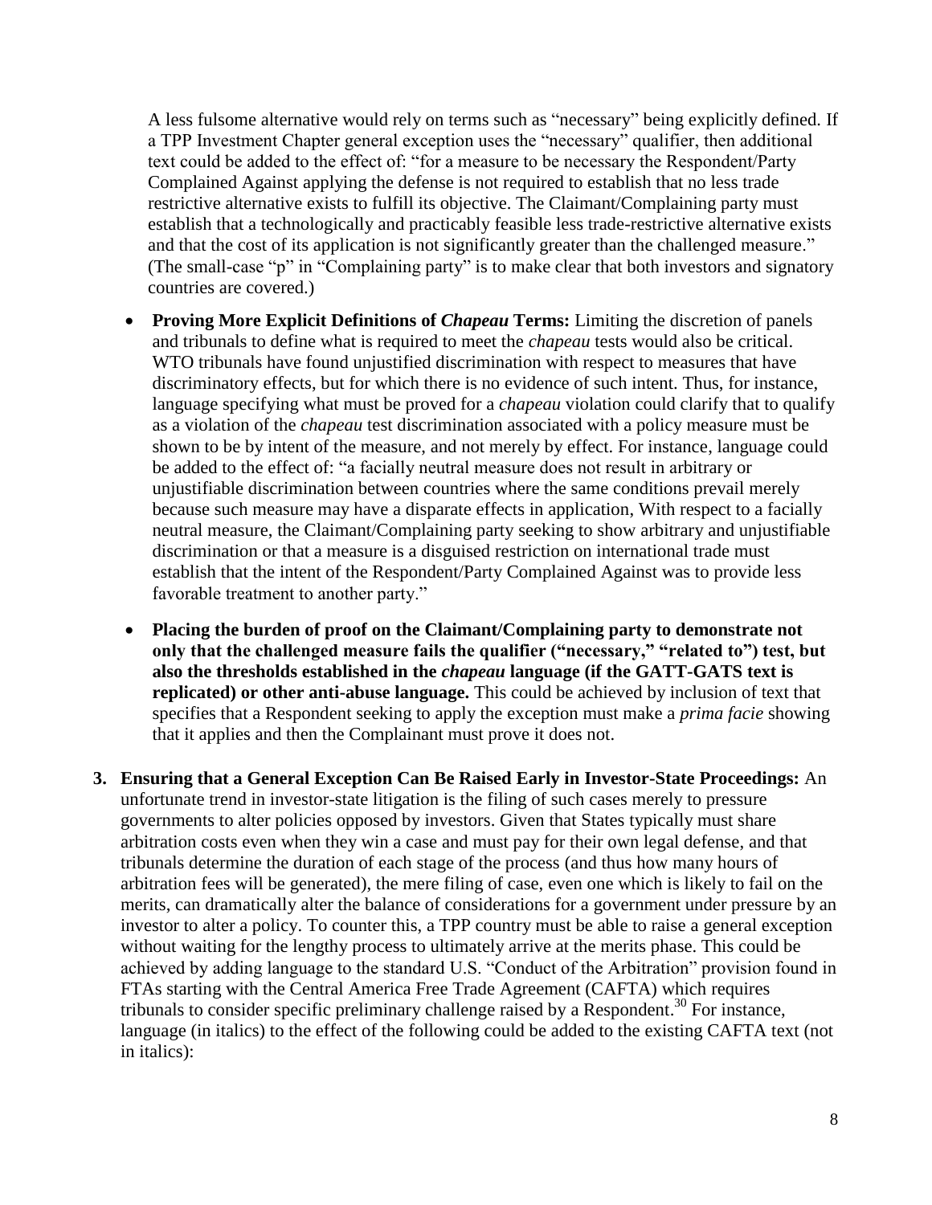A less fulsome alternative would rely on terms such as "necessary" being explicitly defined. If a TPP Investment Chapter general exception uses the "necessary" qualifier, then additional text could be added to the effect of: "for a measure to be necessary the Respondent/Party Complained Against applying the defense is not required to establish that no less trade restrictive alternative exists to fulfill its objective. The Claimant/Complaining party must establish that a technologically and practicably feasible less trade-restrictive alternative exists and that the cost of its application is not significantly greater than the challenged measure." (The small-case "p" in "Complaining party" is to make clear that both investors and signatory countries are covered.)

- **Proving More Explicit Definitions of *Chapeau* Terms:** Limiting the discretion of panels and tribunals to define what is required to meet the *chapeau* tests would also be critical. WTO tribunals have found unjustified discrimination with respect to measures that have discriminatory effects, but for which there is no evidence of such intent. Thus, for instance, language specifying what must be proved for a *chapeau* violation could clarify that to qualify as a violation of the *chapeau* test discrimination associated with a policy measure must be shown to be by intent of the measure, and not merely by effect. For instance, language could be added to the effect of: "a facially neutral measure does not result in arbitrary or unjustifiable discrimination between countries where the same conditions prevail merely because such measure may have a disparate effects in application, With respect to a facially neutral measure, the Claimant/Complaining party seeking to show arbitrary and unjustifiable discrimination or that a measure is a disguised restriction on international trade must establish that the intent of the Respondent/Party Complained Against was to provide less favorable treatment to another party."

- **Placing the burden of proof on the Claimant/Complaining party to demonstrate not only that the challenged measure fails the qualifier ("necessary," "related to") test, but also the thresholds established in the *chapeau* language (if the GATT-GATS text is replicated) or other anti-abuse language.** This could be achieved by inclusion of text that specifies that a Respondent seeking to apply the exception must make a *prima facie* showing that it applies and then the Complainant must prove it does not.

3. **Ensuring that a General Exception Can Be Raised Early in Investor-State Proceedings:** An unfortunate trend in investor-state litigation is the filing of such cases merely to pressure governments to alter policies opposed by investors. Given that States typically must share arbitration costs even when they win a case and must pay for their own legal defense, and that tribunals determine the duration of each stage of the process (and thus how many hours of arbitration fees will be generated), the mere filing of case, even one which is likely to fail on the merits, can dramatically alter the balance of considerations for a government under pressure by an investor to alter a policy. To counter this, a TPP country must be able to raise a general exception without waiting for the lengthy process to ultimately arrive at the merits phase. This could be achieved by adding language to the standard U.S. "Conduct of the Arbitration" provision found in FTAs starting with the Central America Free Trade Agreement (CAFTA) which requires tribunals to consider specific preliminary challenge raised by a Respondent.[30] For instance, language (in italics) to the effect of the following could be added to the existing CAFTA text (not in italics):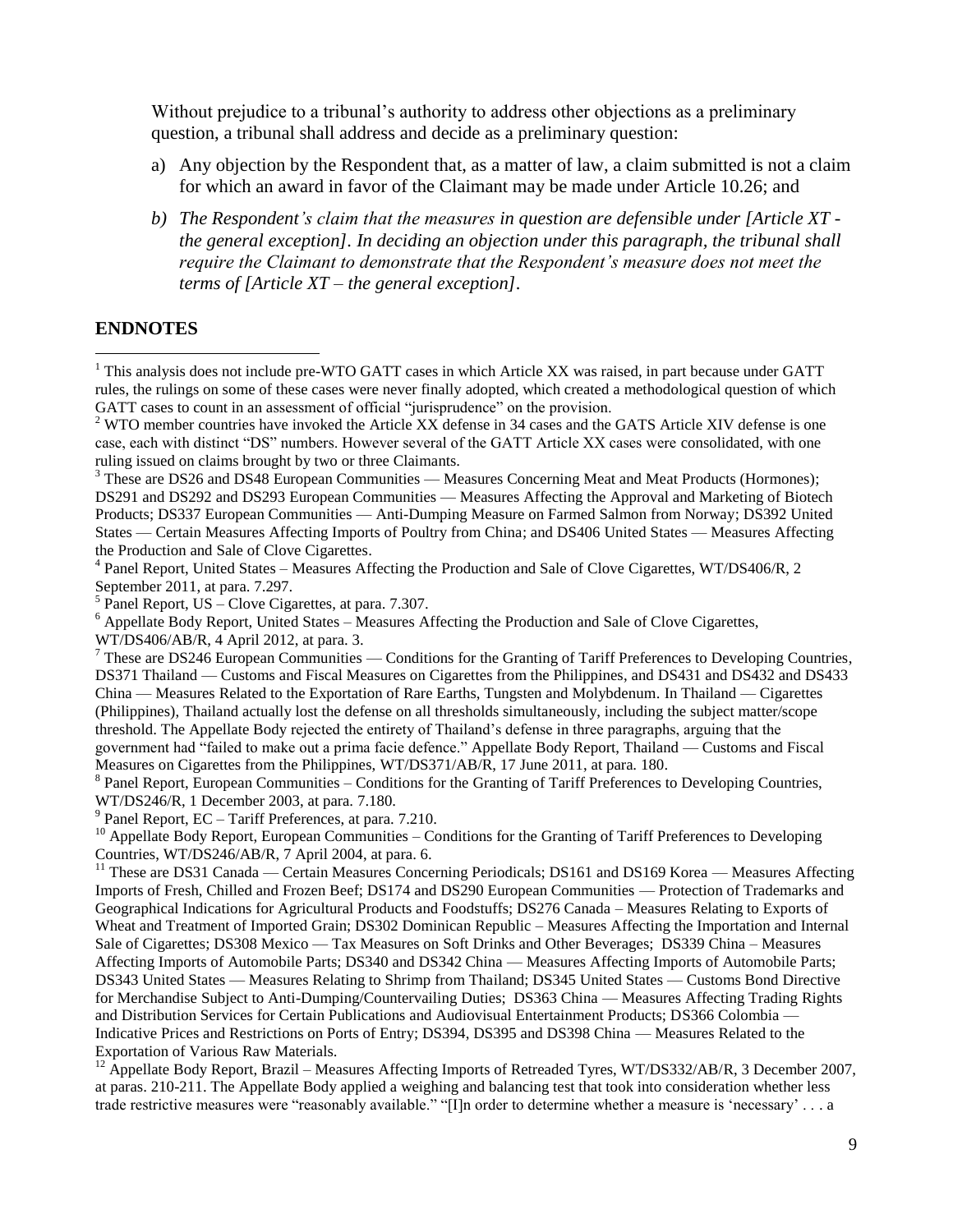Without prejudice to a tribunal's authority to address other objections as a preliminary question, a tribunal shall address and decide as a preliminary question:

a) Any objection by the Respondent that, as a matter of law, a claim submitted is not a claim for which an award in favor of the Claimant may be made under Article 10.26; and

b) *The Respondent's claim that the measures in question are defensible under [Article XT - the general exception]. In deciding an objection under this paragraph, the tribunal shall require the Claimant to demonstrate that the Respondent's measure does not meet the terms of [Article XT – the general exception].*

## ENDNOTES

[1] This analysis does not include pre-WTO GATT cases in which Article XX was raised, in part because under GATT rules, the rulings on some of these cases were never finally adopted, which created a methodological question of which GATT cases to count in an assessment of official "jurisprudence" on the provision.

[2] WTO member countries have invoked the Article XX defense in 34 cases and the GATS Article XIV defense is one case, each with distinct "DS" numbers. However several of the GATT Article XX cases were consolidated, with one ruling issued on claims brought by two or three Claimants.

[3] These are DS26 and DS48 European Communities — Measures Concerning Meat and Meat Products (Hormones); DS291 and DS292 and DS293 European Communities — Measures Affecting the Approval and Marketing of Biotech Products; DS337 European Communities — Anti-Dumping Measure on Farmed Salmon from Norway; DS392 United States — Certain Measures Affecting Imports of Poultry from China; and DS406 United States — Measures Affecting the Production and Sale of Clove Cigarettes.

[4] Panel Report, United States – Measures Affecting the Production and Sale of Clove Cigarettes, WT/DS406/R, 2 September 2011, at para. 7.297.

[5] Panel Report, US – Clove Cigarettes, at para. 7.307.

[6] Appellate Body Report, United States – Measures Affecting the Production and Sale of Clove Cigarettes, WT/DS406/AB/R, 4 April 2012, at para. 3.

[7] These are DS246 European Communities — Conditions for the Granting of Tariff Preferences to Developing Countries, DS371 Thailand — Customs and Fiscal Measures on Cigarettes from the Philippines, and DS431 and DS432 and DS433 China — Measures Related to the Exportation of Rare Earths, Tungsten and Molybdenum. In Thailand — Cigarettes (Philippines), Thailand actually lost the defense on all thresholds simultaneously, including the subject matter/scope threshold. The Appellate Body rejected the entirety of Thailand's defense in three paragraphs, arguing that the government had "failed to make out a prima facie defence." Appellate Body Report, Thailand — Customs and Fiscal Measures on Cigarettes from the Philippines, WT/DS371/AB/R, 17 June 2011, at para. 180.

[8] Panel Report, European Communities – Conditions for the Granting of Tariff Preferences to Developing Countries, WT/DS246/R, 1 December 2003, at para. 7.180.

[9] Panel Report, EC – Tariff Preferences, at para. 7.210.

[10] Appellate Body Report, European Communities – Conditions for the Granting of Tariff Preferences to Developing Countries, WT/DS246/AB/R, 7 April 2004, at para. 6.

[11] These are DS31 Canada — Certain Measures Concerning Periodicals; DS161 and DS169 Korea — Measures Affecting Imports of Fresh, Chilled and Frozen Beef; DS174 and DS290 European Communities — Protection of Trademarks and Geographical Indications for Agricultural Products and Foodstuffs; DS276 Canada – Measures Relating to Exports of Wheat and Treatment of Imported Grain; DS302 Dominican Republic – Measures Affecting the Importation and Internal Sale of Cigarettes; DS308 Mexico — Tax Measures on Soft Drinks and Other Beverages; DS339 China – Measures Affecting Imports of Automobile Parts; DS340 and DS342 China — Measures Affecting Imports of Automobile Parts; DS343 United States — Measures Relating to Shrimp from Thailand; DS345 United States — Customs Bond Directive for Merchandise Subject to Anti-Dumping/Countervailing Duties; DS363 China — Measures Affecting Trading Rights and Distribution Services for Certain Publications and Audiovisual Entertainment Products; DS366 Colombia — Indicative Prices and Restrictions on Ports of Entry; DS394, DS395 and DS398 China — Measures Related to the Exportation of Various Raw Materials.

[12] Appellate Body Report, Brazil – Measures Affecting Imports of Retreaded Tyres, WT/DS332/AB/R, 3 December 2007, at paras. 210-211. The Appellate Body applied a weighing and balancing test that took into consideration whether less trade restrictive measures were "reasonably available." "[I]n order to determine whether a measure is 'necessary' . . . a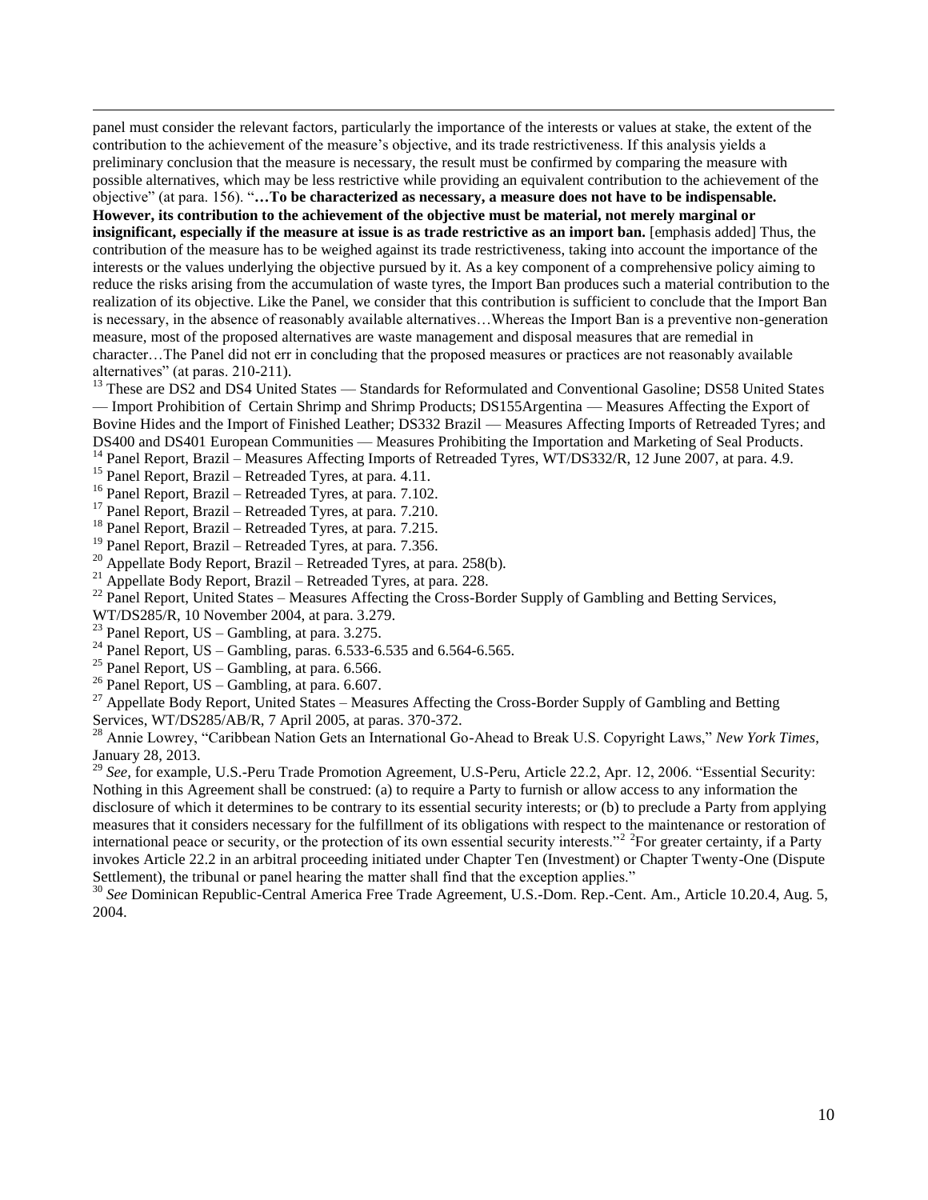panel must consider the relevant factors, particularly the importance of the interests or values at stake, the extent of the contribution to the achievement of the measure's objective, and its trade restrictiveness. If this analysis yields a preliminary conclusion that the measure is necessary, the result must be confirmed by comparing the measure with possible alternatives, which may be less restrictive while providing an equivalent contribution to the achievement of the objective" (at para. 156). "**…To be characterized as necessary, a measure does not have to be indispensable. However, its contribution to the achievement of the objective must be material, not merely marginal or insignificant, especially if the measure at issue is as trade restrictive as an import ban.** [emphasis added] Thus, the contribution of the measure has to be weighed against its trade restrictiveness, taking into account the importance of the interests or the values underlying the objective pursued by it. As a key component of a comprehensive policy aiming to reduce the risks arising from the accumulation of waste tyres, the Import Ban produces such a material contribution to the realization of its objective. Like the Panel, we consider that this contribution is sufficient to conclude that the Import Ban is necessary, in the absence of reasonably available alternatives…Whereas the Import Ban is a preventive non-generation measure, most of the proposed alternatives are waste management and disposal measures that are remedial in character…The Panel did not err in concluding that the proposed measures or practices are not reasonably available alternatives" (at paras. 210-211).

[13] These are DS2 and DS4 United States — Standards for Reformulated and Conventional Gasoline; DS58 United States — Import Prohibition of Certain Shrimp and Shrimp Products; DS155Argentina — Measures Affecting the Export of Bovine Hides and the Import of Finished Leather; DS332 Brazil — Measures Affecting Imports of Retreaded Tyres; and DS400 and DS401 European Communities — Measures Prohibiting the Importation and Marketing of Seal Products.

[14] Panel Report, Brazil – Measures Affecting Imports of Retreaded Tyres, WT/DS332/R, 12 June 2007, at para. 4.9.

[15] Panel Report, Brazil – Retreaded Tyres, at para. 4.11.

[16] Panel Report, Brazil – Retreaded Tyres, at para. 7.102.

[17] Panel Report, Brazil – Retreaded Tyres, at para. 7.210.

[18] Panel Report, Brazil – Retreaded Tyres, at para. 7.215.

[19] Panel Report, Brazil – Retreaded Tyres, at para. 7.356.

[20] Appellate Body Report, Brazil – Retreaded Tyres, at para. 258(b).

[21] Appellate Body Report, Brazil – Retreaded Tyres, at para. 228.

[22] Panel Report, United States – Measures Affecting the Cross-Border Supply of Gambling and Betting Services, WT/DS285/R, 10 November 2004, at para. 3.279.

[23] Panel Report, US – Gambling, at para. 3.275.

[24] Panel Report, US – Gambling, paras. 6.533-6.535 and 6.564-6.565.

[25] Panel Report, US – Gambling, at para. 6.566.

[26] Panel Report, US – Gambling, at para. 6.607.

[27] Appellate Body Report, United States – Measures Affecting the Cross-Border Supply of Gambling and Betting Services, WT/DS285/AB/R, 7 April 2005, at paras. 370-372.

[28] Annie Lowrey, "Caribbean Nation Gets an International Go-Ahead to Break U.S. Copyright Laws," *New York Times*, January 28, 2013.

[29] *See*, for example, U.S.-Peru Trade Promotion Agreement, U.S-Peru, Article 22.2, Apr. 12, 2006. "Essential Security: Nothing in this Agreement shall be construed: (a) to require a Party to furnish or allow access to any information the disclosure of which it determines to be contrary to its essential security interests; or (b) to preclude a Party from applying measures that it considers necessary for the fulfillment of its obligations with respect to the maintenance or restoration of international peace or security, or the protection of its own essential security interests."[2] [2]For greater certainty, if a Party invokes Article 22.2 in an arbitral proceeding initiated under Chapter Ten (Investment) or Chapter Twenty-One (Dispute Settlement), the tribunal or panel hearing the matter shall find that the exception applies."

[30] *See* Dominican Republic-Central America Free Trade Agreement, U.S.-Dom. Rep.-Cent. Am., Article 10.20.4, Aug. 5, 2004.